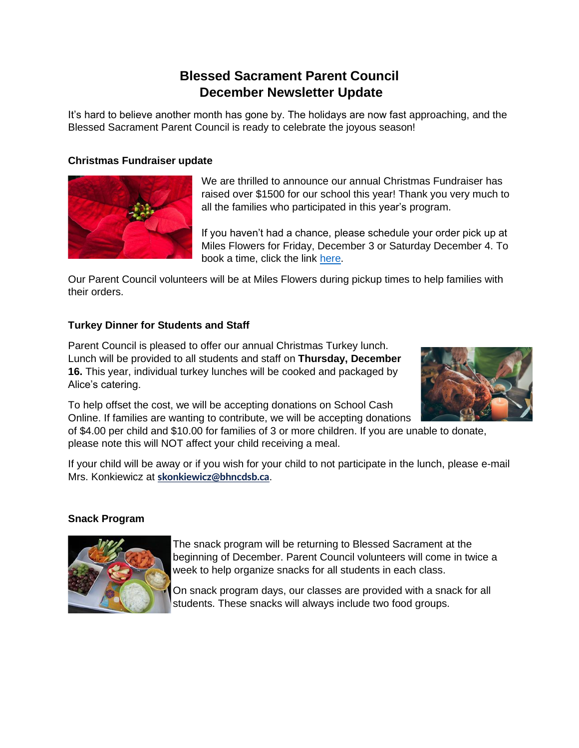# Blessed Sacrament Parent Council
# December Newsletter Update

It's hard to believe another month has gone by. The holidays are now fast approaching, and the Blessed Sacrament Parent Council is ready to celebrate the joyous season!

### Christmas Fundraiser update

We are thrilled to announce our annual Christmas Fundraiser has raised over $1500 for our school this year! Thank you very much to all the families who participated in this year's program.

If you haven't had a chance, please schedule your order pick up at Miles Flowers for Friday, December 3 or Saturday December 4. To book a time, click the link here.

Our Parent Council volunteers will be at Miles Flowers during pickup times to help families with their orders.

### Turkey Dinner for Students and Staff

Parent Council is pleased to offer our annual Christmas Turkey lunch. Lunch will be provided to all students and staff on **Thursday, December 16.** This year, individual turkey lunches will be cooked and packaged by Alice's catering.

To help offset the cost, we will be accepting donations on School Cash Online. If families are wanting to contribute, we will be accepting donations of $4.00 per child and $10.00 for families of 3 or more children. If you are unable to donate, please note this will NOT affect your child receiving a meal.

If your child will be away or if you wish for your child to not participate in the lunch, please e-mail Mrs. Konkiewicz at **skonkiewicz@bhncdsb.ca**.

### Snack Program

The snack program will be returning to Blessed Sacrament at the beginning of December. Parent Council volunteers will come in twice a week to help organize snacks for all students in each class.

On snack program days, our classes are provided with a snack for all students. These snacks will always include two food groups.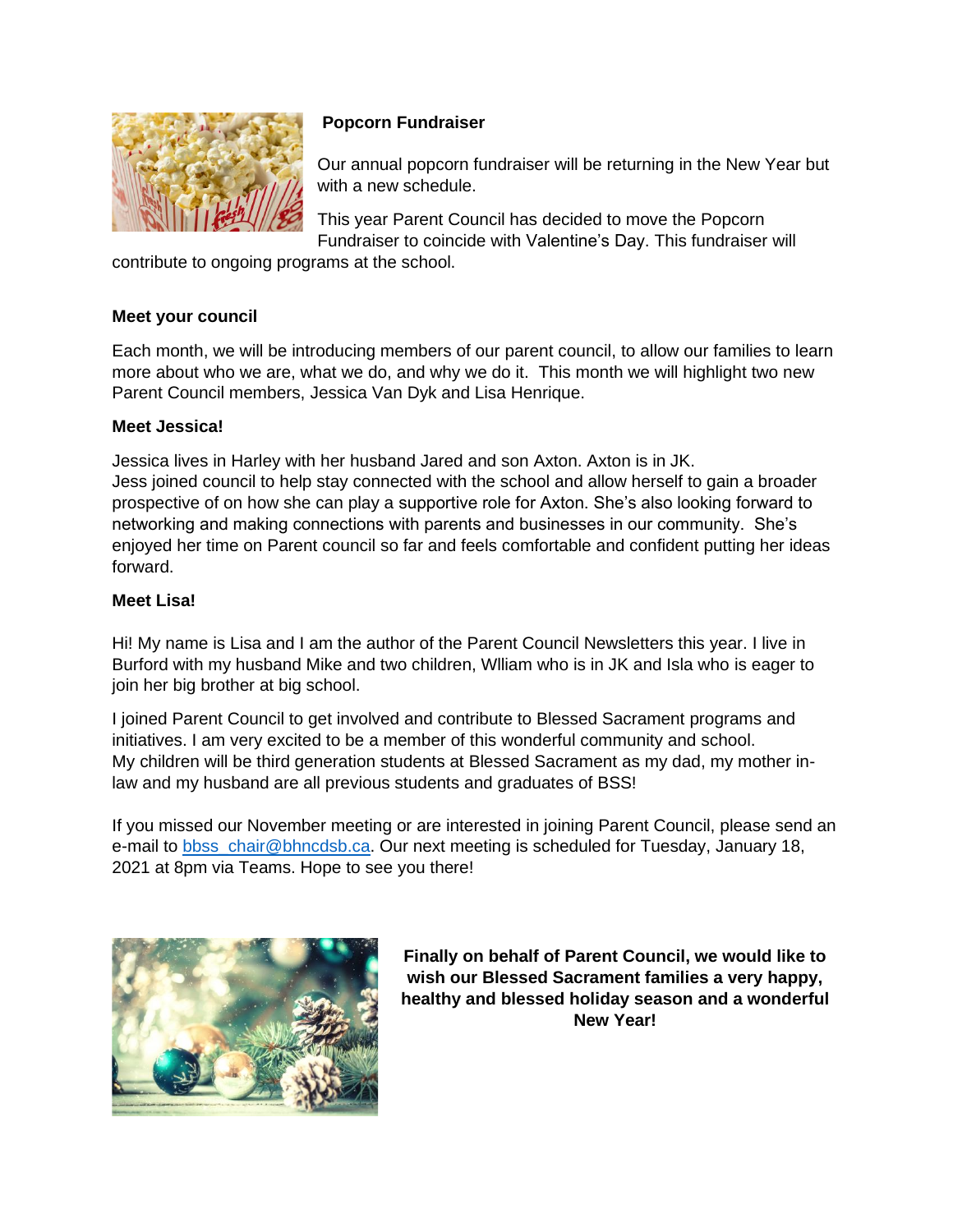**Popcorn Fundraiser**

Our annual popcorn fundraiser will be returning in the New Year but with a new schedule.

This year Parent Council has decided to move the Popcorn Fundraiser to coincide with Valentine's Day. This fundraiser will contribute to ongoing programs at the school.

**Meet your council**

Each month, we will be introducing members of our parent council, to allow our families to learn more about who we are, what we do, and why we do it. This month we will highlight two new Parent Council members, Jessica Van Dyk and Lisa Henrique.

**Meet Jessica!**

Jessica lives in Harley with her husband Jared and son Axton. Axton is in JK.
Jess joined council to help stay connected with the school and allow herself to gain a broader prospective of on how she can play a supportive role for Axton. She's also looking forward to networking and making connections with parents and businesses in our community. She's enjoyed her time on Parent council so far and feels comfortable and confident putting her ideas forward.

**Meet Lisa!**

Hi! My name is Lisa and I am the author of the Parent Council Newsletters this year. I live in Burford with my husband Mike and two children, Wlliam who is in JK and Isla who is eager to join her big brother at big school.

I joined Parent Council to get involved and contribute to Blessed Sacrament programs and initiatives. I am very excited to be a member of this wonderful community and school.
My children will be third generation students at Blessed Sacrament as my dad, my mother in-law and my husband are all previous students and graduates of BSS!

If you missed our November meeting or are interested in joining Parent Council, please send an e-mail to bbss_chair@bhncdsb.ca. Our next meeting is scheduled for Tuesday, January 18, 2021 at 8pm via Teams. Hope to see you there!

**Finally on behalf of Parent Council, we would like to wish our Blessed Sacrament families a very happy, healthy and blessed holiday season and a wonderful New Year!**